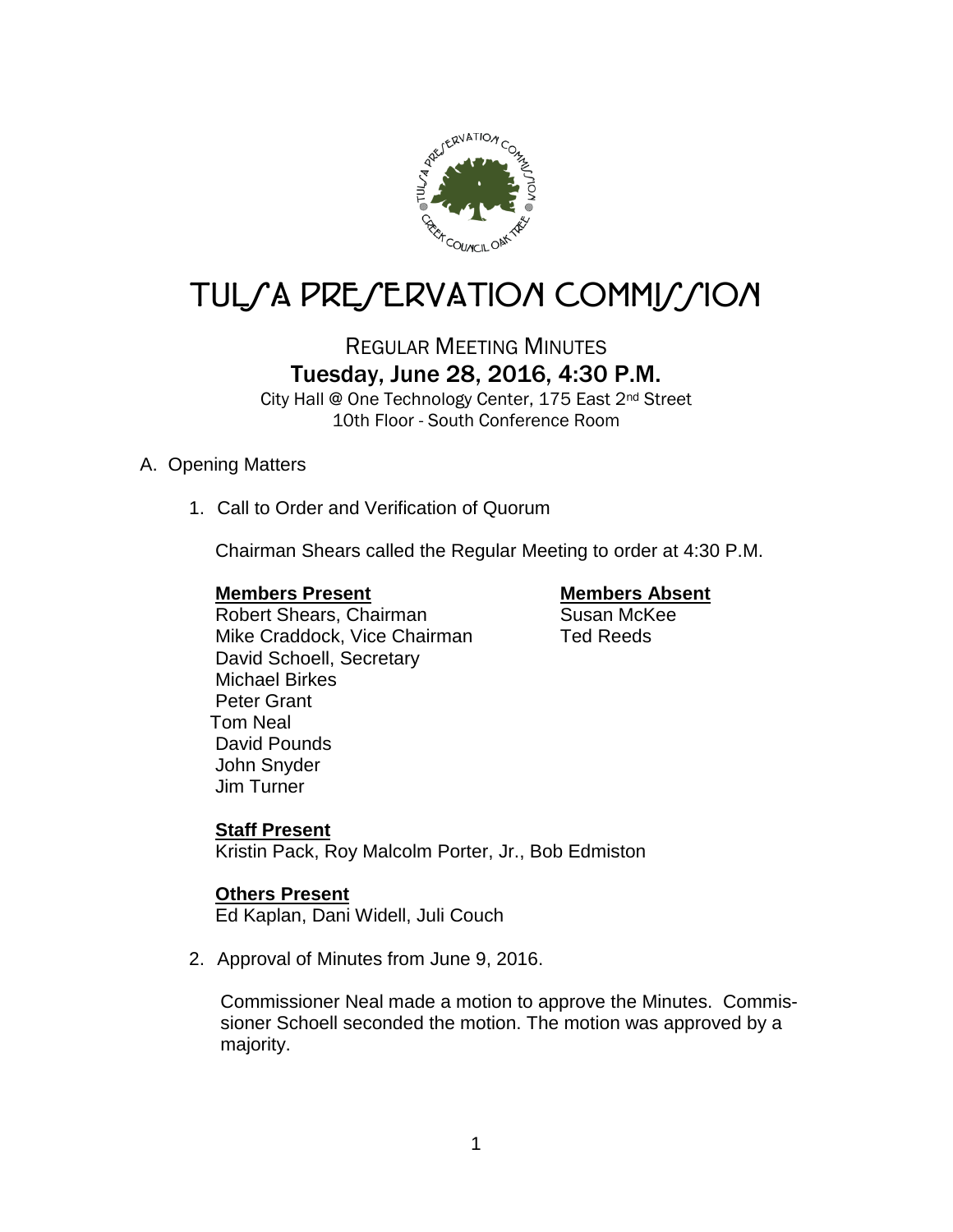# TULSA PRESERVATION COMMISSION

## REGULAR MEETING MINUTES
### Tuesday, June 28, 2016, 4:30 P.M.

City Hall @ One Technology Center, 175 East 2nd Street
10th Floor - South Conference Room

A. Opening Matters

1. Call to Order and Verification of Quorum

   Chairman Shears called the Regular Meeting to order at 4:30 P.M.

   **Members Present**
   Robert Shears, Chairman
   Mike Craddock, Vice Chairman
   David Schoell, Secretary
   Michael Birkes
   Peter Grant
   Tom Neal
   David Pounds
   John Snyder
   Jim Turner

   **Members Absent**
   Susan McKee
   Ted Reeds

   **Staff Present**
   Kristin Pack, Roy Malcolm Porter, Jr., Bob Edmiston

   **Others Present**
   Ed Kaplan, Dani Widell, Juli Couch

2. Approval of Minutes from June 9, 2016.

   Commissioner Neal made a motion to approve the Minutes. Commissioner Schoell seconded the motion. The motion was approved by a majority.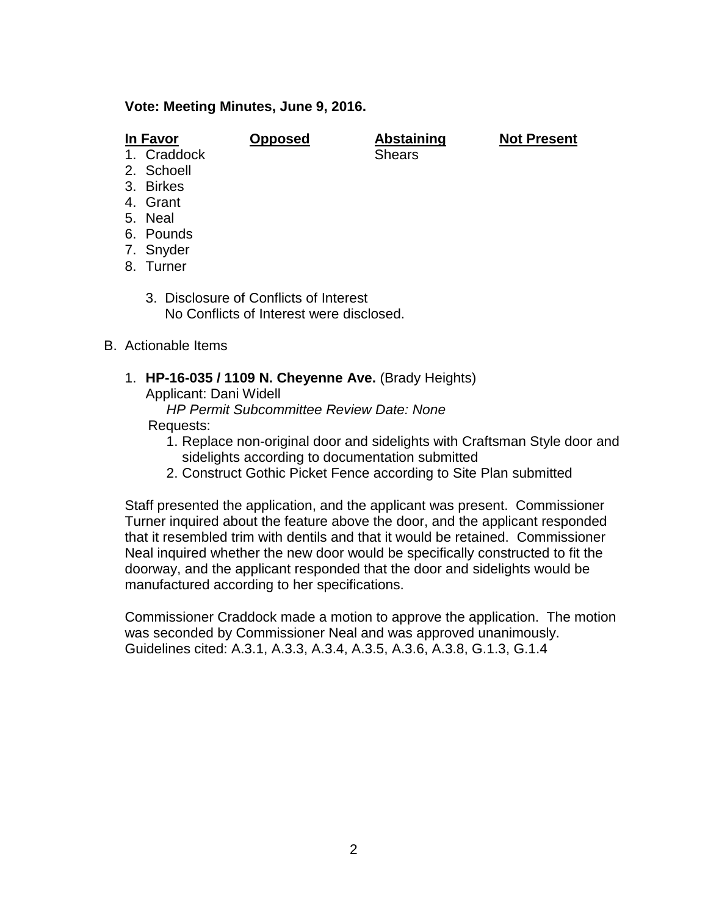**Vote: Meeting Minutes, June 9, 2016.**

| In Favor | Opposed | Abstaining | Not Present |
|---|---|---|---|
| 1. Craddock | | Shears | |
| 2. Schoell | | | |
| 3. Birkes | | | |
| 4. Grant | | | |
| 5. Neal | | | |
| 6. Pounds | | | |
| 7. Snyder | | | |
| 8. Turner | | | |

3. Disclosure of Conflicts of Interest
   No Conflicts of Interest were disclosed.

B. Actionable Items

1. **HP-16-035 / 1109 N. Cheyenne Ave.** (Brady Heights)
   Applicant: Dani Widell
   *HP Permit Subcommittee Review Date: None*
   Requests:
   1. Replace non-original door and sidelights with Craftsman Style door and sidelights according to documentation submitted
   2. Construct Gothic Picket Fence according to Site Plan submitted

Staff presented the application, and the applicant was present. Commissioner Turner inquired about the feature above the door, and the applicant responded that it resembled trim with dentils and that it would be retained. Commissioner Neal inquired whether the new door would be specifically constructed to fit the doorway, and the applicant responded that the door and sidelights would be manufactured according to her specifications.

Commissioner Craddock made a motion to approve the application. The motion was seconded by Commissioner Neal and was approved unanimously.
Guidelines cited: A.3.1, A.3.3, A.3.4, A.3.5, A.3.6, A.3.8, G.1.3, G.1.4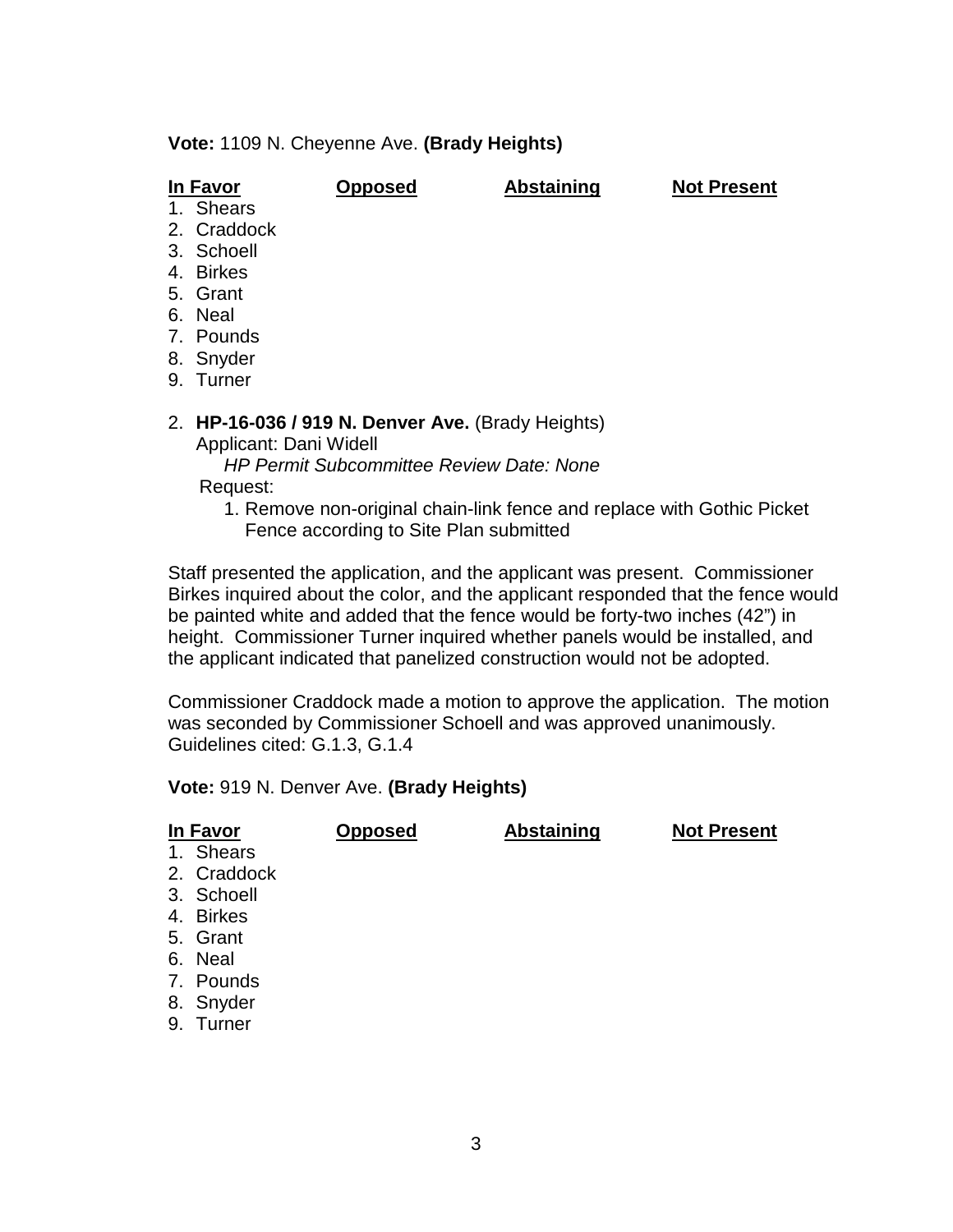**Vote:** 1109 N. Cheyenne Ave. **(Brady Heights)**

| In Favor | Opposed | Abstaining | Not Present |
|---|---|---|---|
| 1. Shears | | | |
| 2. Craddock | | | |
| 3. Schoell | | | |
| 4. Birkes | | | |
| 5. Grant | | | |
| 6. Neal | | | |
| 7. Pounds | | | |
| 8. Snyder | | | |
| 9. Turner | | | |

2. **HP-16-036 / 919 N. Denver Ave.** (Brady Heights)
   Applicant: Dani Widell
   *HP Permit Subcommittee Review Date: None*
   Request:
   1. Remove non-original chain-link fence and replace with Gothic Picket Fence according to Site Plan submitted

Staff presented the application, and the applicant was present. Commissioner Birkes inquired about the color, and the applicant responded that the fence would be painted white and added that the fence would be forty-two inches (42") in height. Commissioner Turner inquired whether panels would be installed, and the applicant indicated that panelized construction would not be adopted.

Commissioner Craddock made a motion to approve the application. The motion was seconded by Commissioner Schoell and was approved unanimously. Guidelines cited: G.1.3, G.1.4

**Vote:** 919 N. Denver Ave. **(Brady Heights)**

| In Favor | Opposed | Abstaining | Not Present |
|---|---|---|---|
| 1. Shears | | | |
| 2. Craddock | | | |
| 3. Schoell | | | |
| 4. Birkes | | | |
| 5. Grant | | | |
| 6. Neal | | | |
| 7. Pounds | | | |
| 8. Snyder | | | |
| 9. Turner | | | |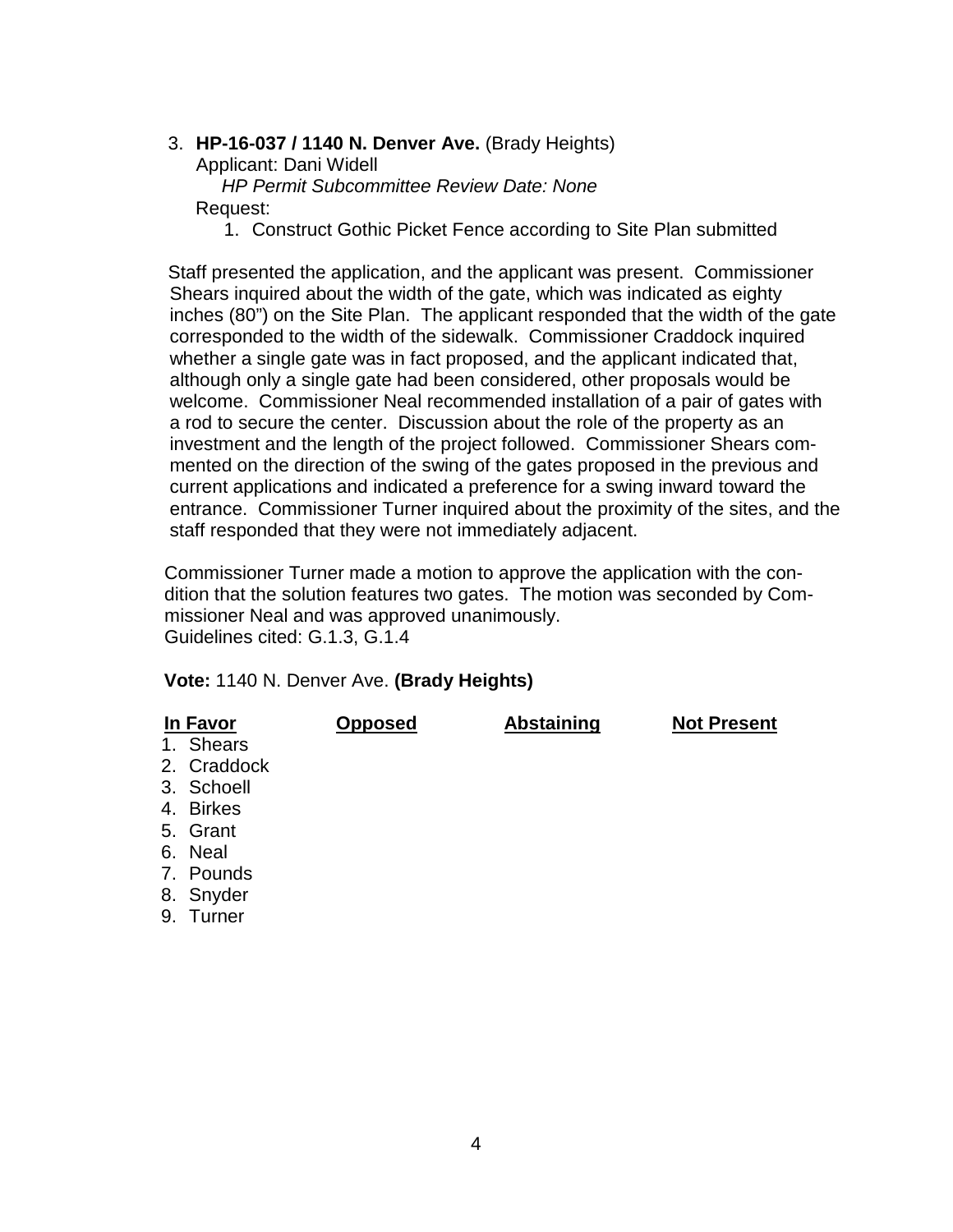3. **HP-16-037 / 1140 N. Denver Ave.** (Brady Heights)
   Applicant: Dani Widell
   *HP Permit Subcommittee Review Date: None*
   Request:
   1. Construct Gothic Picket Fence according to Site Plan submitted

Staff presented the application, and the applicant was present. Commissioner Shears inquired about the width of the gate, which was indicated as eighty inches (80") on the Site Plan. The applicant responded that the width of the gate corresponded to the width of the sidewalk. Commissioner Craddock inquired whether a single gate was in fact proposed, and the applicant indicated that, although only a single gate had been considered, other proposals would be welcome. Commissioner Neal recommended installation of a pair of gates with a rod to secure the center. Discussion about the role of the property as an investment and the length of the project followed. Commissioner Shears commented on the direction of the swing of the gates proposed in the previous and current applications and indicated a preference for a swing inward toward the entrance. Commissioner Turner inquired about the proximity of the sites, and the staff responded that they were not immediately adjacent.

Commissioner Turner made a motion to approve the application with the condition that the solution features two gates. The motion was seconded by Commissioner Neal and was approved unanimously.
Guidelines cited: G.1.3, G.1.4

**Vote:** 1140 N. Denver Ave. **(Brady Heights)**

| In Favor | Opposed | Abstaining | Not Present |
|---|---|---|---|
| 1. Shears | | | |
| 2. Craddock | | | |
| 3. Schoell | | | |
| 4. Birkes | | | |
| 5. Grant | | | |
| 6. Neal | | | |
| 7. Pounds | | | |
| 8. Snyder | | | |
| 9. Turner | | | |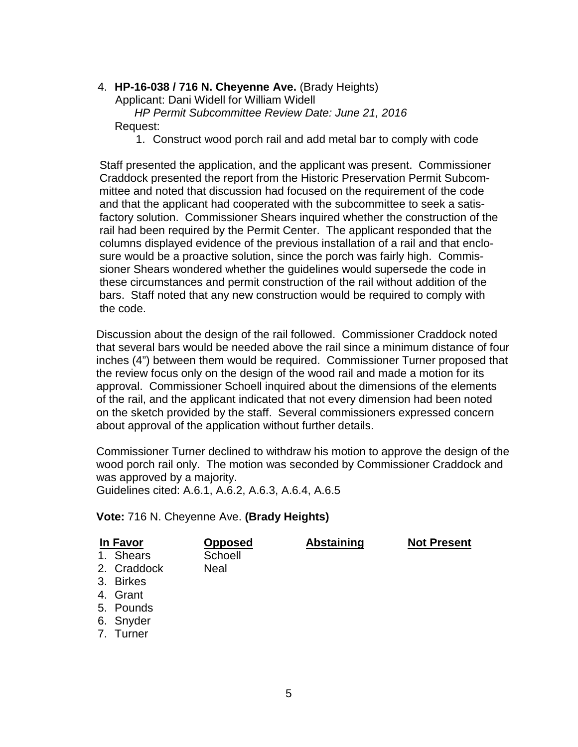4. **HP-16-038 / 716 N. Cheyenne Ave.** (Brady Heights)
   Applicant: Dani Widell for William Widell
   *HP Permit Subcommittee Review Date: June 21, 2016*
   Request:
   1. Construct wood porch rail and add metal bar to comply with code

Staff presented the application, and the applicant was present. Commissioner Craddock presented the report from the Historic Preservation Permit Subcommittee and noted that discussion had focused on the requirement of the code and that the applicant had cooperated with the subcommittee to seek a satisfactory solution. Commissioner Shears inquired whether the construction of the rail had been required by the Permit Center. The applicant responded that the columns displayed evidence of the previous installation of a rail and that enclosure would be a proactive solution, since the porch was fairly high. Commissioner Shears wondered whether the guidelines would supersede the code in these circumstances and permit construction of the rail without addition of the bars. Staff noted that any new construction would be required to comply with the code.

Discussion about the design of the rail followed. Commissioner Craddock noted that several bars would be needed above the rail since a minimum distance of four inches (4") between them would be required. Commissioner Turner proposed that the review focus only on the design of the wood rail and made a motion for its approval. Commissioner Schoell inquired about the dimensions of the elements of the rail, and the applicant indicated that not every dimension had been noted on the sketch provided by the staff. Several commissioners expressed concern about approval of the application without further details.

Commissioner Turner declined to withdraw his motion to approve the design of the wood porch rail only. The motion was seconded by Commissioner Craddock and was approved by a majority.
Guidelines cited: A.6.1, A.6.2, A.6.3, A.6.4, A.6.5

**Vote:** 716 N. Cheyenne Ave. **(Brady Heights)**

| In Favor | Opposed | Abstaining | Not Present |
|---|---|---|---|
| 1. Shears | Schoell | | |
| 2. Craddock | Neal | | |
| 3. Birkes | | | |
| 4. Grant | | | |
| 5. Pounds | | | |
| 6. Snyder | | | |
| 7. Turner | | | |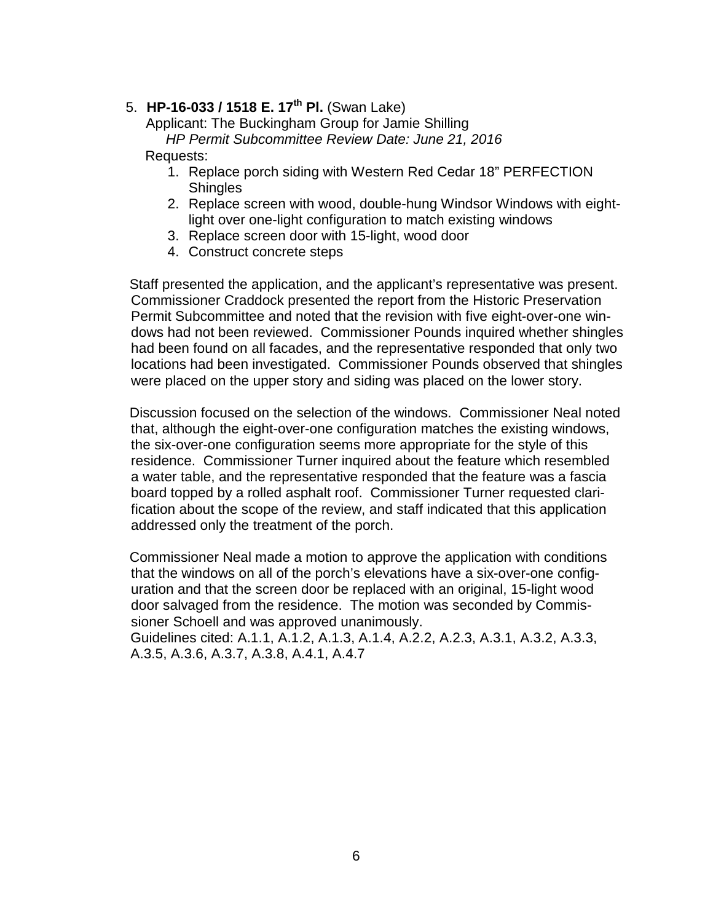5. **HP-16-033 / 1518 E. 17th Pl.** (Swan Lake)

Applicant: The Buckingham Group for Jamie Shilling

*HP Permit Subcommittee Review Date: June 21, 2016*

Requests:

1. Replace porch siding with Western Red Cedar 18" PERFECTION Shingles
2. Replace screen with wood, double-hung Windsor Windows with eight-light over one-light configuration to match existing windows
3. Replace screen door with 15-light, wood door
4. Construct concrete steps

Staff presented the application, and the applicant's representative was present. Commissioner Craddock presented the report from the Historic Preservation Permit Subcommittee and noted that the revision with five eight-over-one windows had not been reviewed. Commissioner Pounds inquired whether shingles had been found on all facades, and the representative responded that only two locations had been investigated. Commissioner Pounds observed that shingles were placed on the upper story and siding was placed on the lower story.

Discussion focused on the selection of the windows. Commissioner Neal noted that, although the eight-over-one configuration matches the existing windows, the six-over-one configuration seems more appropriate for the style of this residence. Commissioner Turner inquired about the feature which resembled a water table, and the representative responded that the feature was a fascia board topped by a rolled asphalt roof. Commissioner Turner requested clarification about the scope of the review, and staff indicated that this application addressed only the treatment of the porch.

Commissioner Neal made a motion to approve the application with conditions that the windows on all of the porch's elevations have a six-over-one configuration and that the screen door be replaced with an original, 15-light wood door salvaged from the residence. The motion was seconded by Commissioner Schoell and was approved unanimously.

Guidelines cited: A.1.1, A.1.2, A.1.3, A.1.4, A.2.2, A.2.3, A.3.1, A.3.2, A.3.3, A.3.5, A.3.6, A.3.7, A.3.8, A.4.1, A.4.7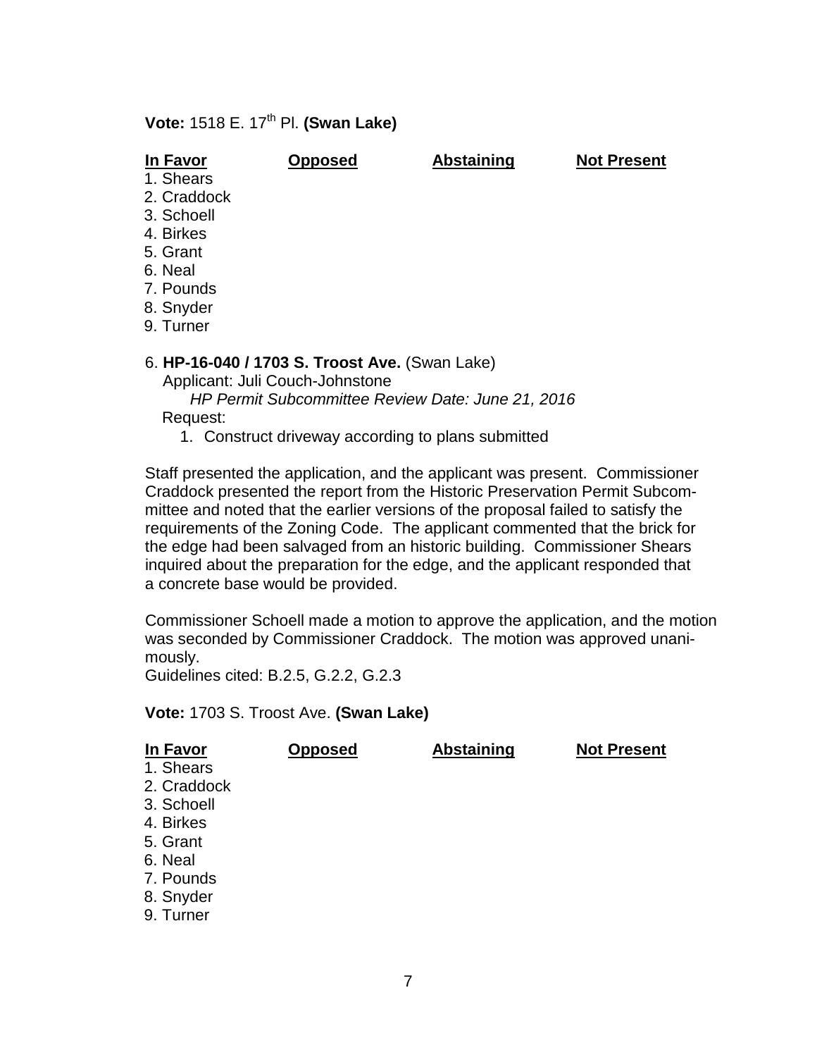**Vote:** 1518 E. 17th Pl. **(Swan Lake)**

| In Favor | Opposed | Abstaining | Not Present |
|---|---|---|---|
| 1. Shears | | | |
| 2. Craddock | | | |
| 3. Schoell | | | |
| 4. Birkes | | | |
| 5. Grant | | | |
| 6. Neal | | | |
| 7. Pounds | | | |
| 8. Snyder | | | |
| 9. Turner | | | |

6. **HP-16-040 / 1703 S. Troost Ave.** (Swan Lake)
   Applicant: Juli Couch-Johnstone
   *HP Permit Subcommittee Review Date: June 21, 2016*
   Request:
   1. Construct driveway according to plans submitted

Staff presented the application, and the applicant was present. Commissioner Craddock presented the report from the Historic Preservation Permit Subcommittee and noted that the earlier versions of the proposal failed to satisfy the requirements of the Zoning Code. The applicant commented that the brick for the edge had been salvaged from an historic building. Commissioner Shears inquired about the preparation for the edge, and the applicant responded that a concrete base would be provided.

Commissioner Schoell made a motion to approve the application, and the motion was seconded by Commissioner Craddock. The motion was approved unanimously.
Guidelines cited: B.2.5, G.2.2, G.2.3

**Vote:** 1703 S. Troost Ave. **(Swan Lake)**

| In Favor | Opposed | Abstaining | Not Present |
|---|---|---|---|
| 1. Shears | | | |
| 2. Craddock | | | |
| 3. Schoell | | | |
| 4. Birkes | | | |
| 5. Grant | | | |
| 6. Neal | | | |
| 7. Pounds | | | |
| 8. Snyder | | | |
| 9. Turner | | | |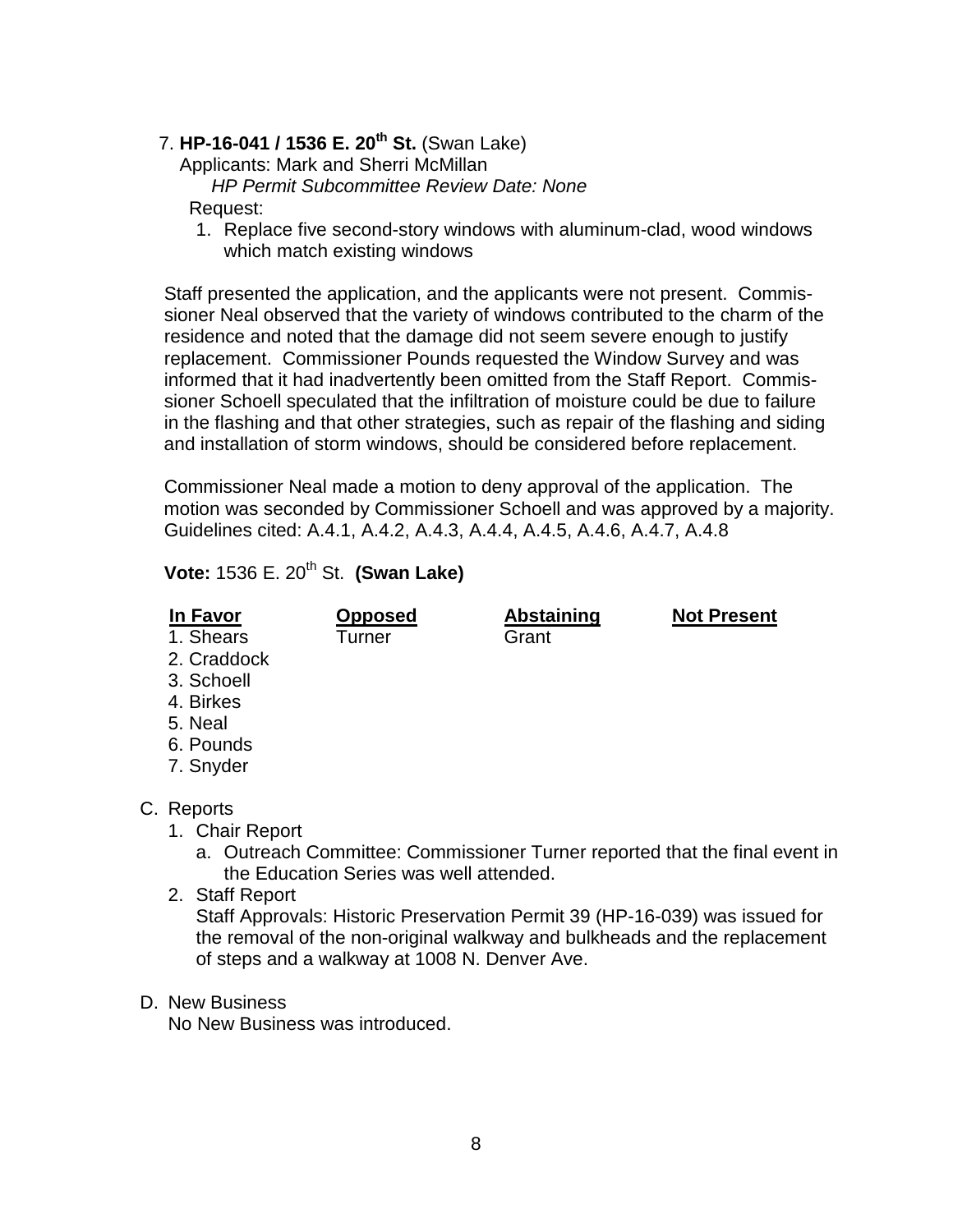7. **HP-16-041 / 1536 E. 20th St.** (Swan Lake)

Applicants: Mark and Sherri McMillan

*HP Permit Subcommittee Review Date: None*

Request:

1. Replace five second-story windows with aluminum-clad, wood windows which match existing windows

Staff presented the application, and the applicants were not present. Commissioner Neal observed that the variety of windows contributed to the charm of the residence and noted that the damage did not seem severe enough to justify replacement. Commissioner Pounds requested the Window Survey and was informed that it had inadvertently been omitted from the Staff Report. Commissioner Schoell speculated that the infiltration of moisture could be due to failure in the flashing and that other strategies, such as repair of the flashing and siding and installation of storm windows, should be considered before replacement.

Commissioner Neal made a motion to deny approval of the application. The motion was seconded by Commissioner Schoell and was approved by a majority. Guidelines cited: A.4.1, A.4.2, A.4.3, A.4.4, A.4.5, A.4.6, A.4.7, A.4.8

**Vote:** 1536 E. 20th St. **(Swan Lake)**

| **In Favor** | **Opposed** | **Abstaining** | **Not Present** |
|---|---|---|---|
| 1. Shears | Turner | Grant | |
| 2. Craddock | | | |
| 3. Schoell | | | |
| 4. Birkes | | | |
| 5. Neal | | | |
| 6. Pounds | | | |
| 7. Snyder | | | |

C. Reports

1. Chair Report
   a. Outreach Committee: Commissioner Turner reported that the final event in the Education Series was well attended.
2. Staff Report

   Staff Approvals: Historic Preservation Permit 39 (HP-16-039) was issued for the removal of the non-original walkway and bulkheads and the replacement of steps and a walkway at 1008 N. Denver Ave.

D. New Business

No New Business was introduced.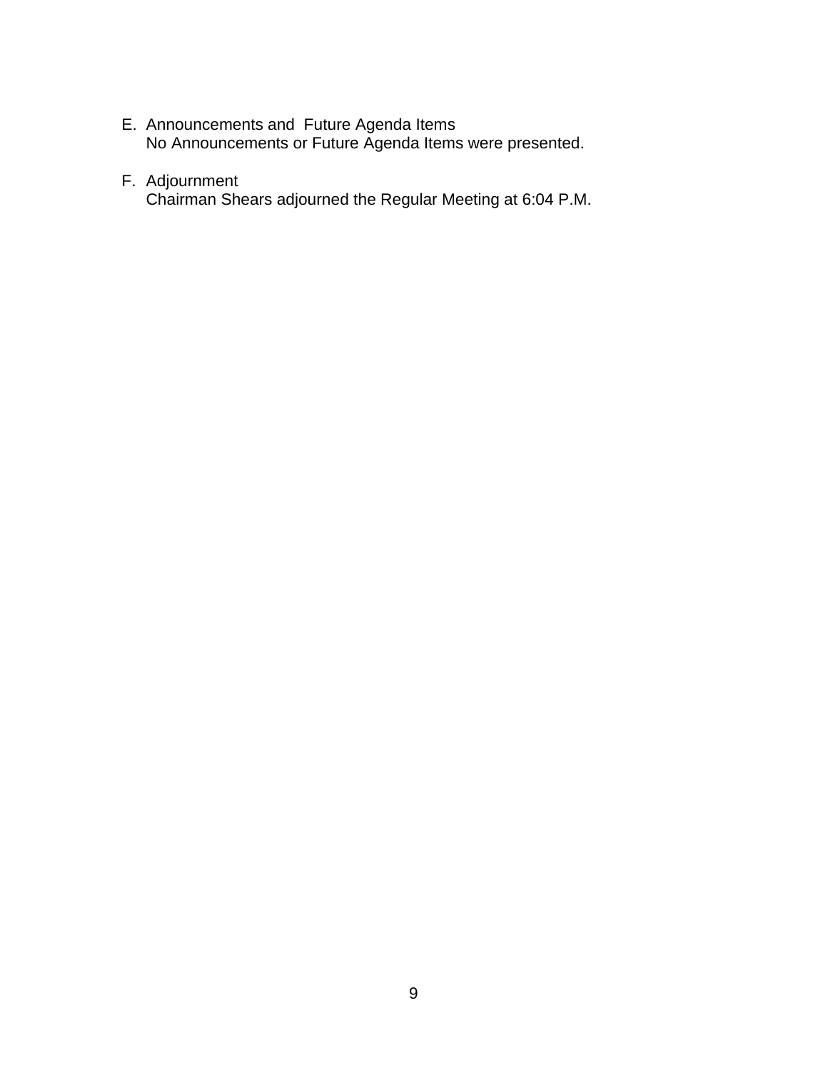E. Announcements and Future Agenda Items
   No Announcements or Future Agenda Items were presented.

F. Adjournment
   Chairman Shears adjourned the Regular Meeting at 6:04 P.M.